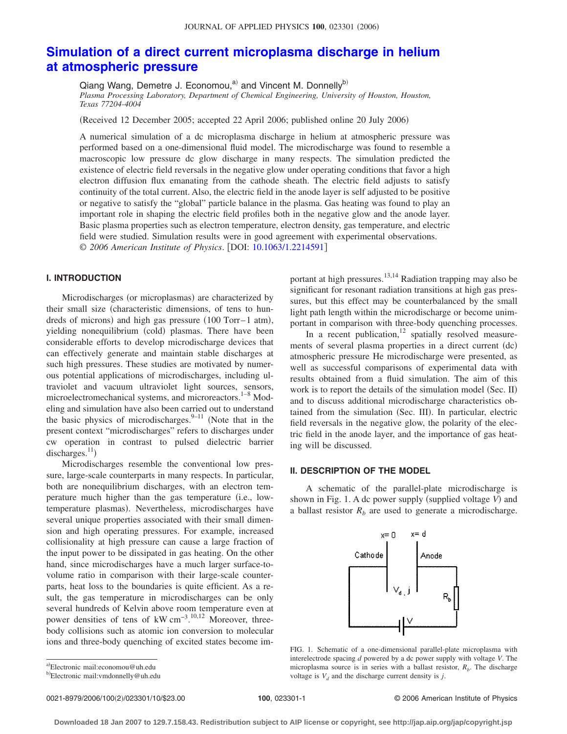# Simulation of a direct current microplasma discharge in helium at atmospheric pressure

Qiang Wang, Demetre J. Economou,[a] and Vincent M. Donnelly[b]

*Plasma Processing Laboratory, Department of Chemical Engineering, University of Houston, Houston, Texas 77204-4004*

(Received 12 December 2005; accepted 22 April 2006; published online 20 July 2006)

A numerical simulation of a dc microplasma discharge in helium at atmospheric pressure was performed based on a one-dimensional fluid model. The microdischarge was found to resemble a macroscopic low pressure dc glow discharge in many respects. The simulation predicted the existence of electric field reversals in the negative glow under operating conditions that favor a high electron diffusion flux emanating from the cathode sheath. The electric field adjusts to satisfy continuity of the total current. Also, the electric field in the anode layer is self adjusted to be positive or negative to satisfy the "global" particle balance in the plasma. Gas heating was found to play an important role in shaping the electric field profiles both in the negative glow and the anode layer. Basic plasma properties such as electron temperature, electron density, gas temperature, and electric field were studied. Simulation results were in good agreement with experimental observations. © *2006 American Institute of Physics*. [DOI: 10.1063/1.2214591]

## I. INTRODUCTION

Microdischarges (or microplasmas) are characterized by their small size (characteristic dimensions, of tens to hundreds of microns) and high gas pressure (100 Torr–1 atm), yielding nonequilibrium (cold) plasmas. There have been considerable efforts to develop microdischarge devices that can effectively generate and maintain stable discharges at such high pressures. These studies are motivated by numerous potential applications of microdischarges, including ultraviolet and vacuum ultraviolet light sources, sensors, microelectromechanical systems, and microreactors.[1–8] Modeling and simulation have also been carried out to understand the basic physics of microdischarges.[9–11] (Note that in the present context "microdischarges" refers to discharges under cw operation in contrast to pulsed dielectric barrier discharges.[11])

Microdischarges resemble the conventional low pressure, large-scale counterparts in many respects. In particular, both are nonequilibrium discharges, with an electron temperature much higher than the gas temperature (i.e., low-temperature plasmas). Nevertheless, microdischarges have several unique properties associated with their small dimension and high operating pressures. For example, increased collisionality at high pressure can cause a large fraction of the input power to be dissipated in gas heating. On the other hand, since microdischarges have a much larger surface-to-volume ratio in comparison with their large-scale counterparts, heat loss to the boundaries is quite efficient. As a result, the gas temperature in microdischarges can be only several hundreds of Kelvin above room temperature even at power densities of tens of kW $cm^{-3}$.[10,12] Moreover, three-body collisions such as atomic ion conversion to molecular ions and three-body quenching of excited states become important at high pressures.[13,14] Radiation trapping may also be significant for resonant radiation transitions at high gas pressures, but this effect may be counterbalanced by the small light path length within the microdischarge or become unimportant in comparison with three-body quenching processes.

In a recent publication,[12] spatially resolved measurements of several plasma properties in a direct current (dc) atmospheric pressure He microdischarge were presented, as well as successful comparisons of experimental data with results obtained from a fluid simulation. The aim of this work is to report the details of the simulation model (Sec. II) and to discuss additional microdischarge characteristics obtained from the simulation (Sec. III). In particular, electric field reversals in the negative glow, the polarity of the electric field in the anode layer, and the importance of gas heating will be discussed.

## II. DESCRIPTION OF THE MODEL

A schematic of the parallel-plate microdischarge is shown in Fig. 1. A dc power supply (supplied voltage $V$) and a ballast resistor $R_b$ are used to generate a microdischarge.

FIG. 1. Schematic of a one-dimensional parallel-plate microplasma with interelectrode spacing $d$ powered by a dc power supply with voltage $V$. The microplasma source is in series with a ballast resistor, $R_b$. The discharge voltage is $V_d$ and the discharge current density is $j$.

[a]Electronic mail:economou@uh.edu

[b]Electronic mail:vmdonnelly@uh.edu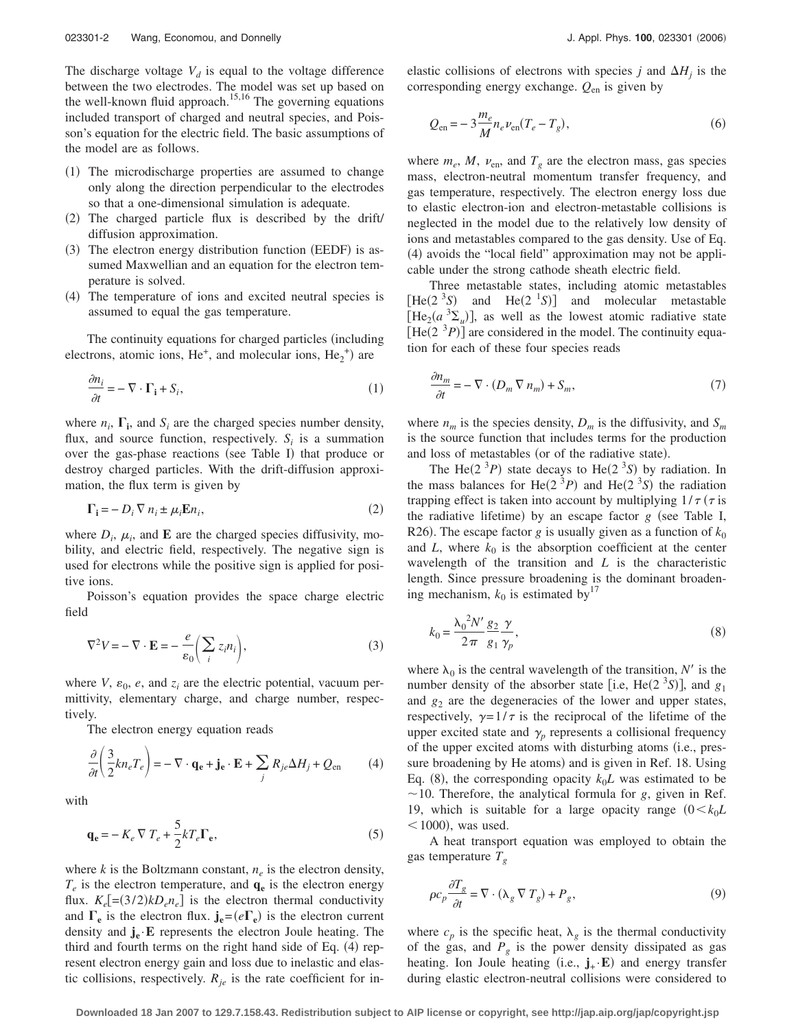The discharge voltage $V_d$ is equal to the voltage difference between the two electrodes. The model was set up based on the well-known fluid approach.[15,16] The governing equations included transport of charged and neutral species, and Poisson's equation for the electric field. The basic assumptions of the model are as follows.

(1) The microdischarge properties are assumed to change only along the direction perpendicular to the electrodes so that a one-dimensional simulation is adequate.
(2) The charged particle flux is described by the drift/diffusion approximation.
(3) The electron energy distribution function (EEDF) is assumed Maxwellian and an equation for the electron temperature is solved.
(4) The temperature of ions and excited neutral species is assumed to equal the gas temperature.

The continuity equations for charged particles (including electrons, atomic ions, $He^+$, and molecular ions, $He_2^+$) are

$$\frac{\partial n_i}{\partial t} = -\nabla \cdot \mathbf{\Gamma_i} + S_i, \tag{1}$$

where $n_i$, $\mathbf{\Gamma_i}$, and $S_i$ are the charged species number density, flux, and source function, respectively. $S_i$ is a summation over the gas-phase reactions (see Table I) that produce or destroy charged particles. With the drift-diffusion approximation, the flux term is given by

$$\mathbf{\Gamma_i} = -D_i \nabla n_i \pm \mu_i \mathbf{E} n_i, \tag{2}$$

where $D_i$, $\mu_i$, and $\mathbf{E}$ are the charged species diffusivity, mobility, and electric field, respectively. The negative sign is used for electrons while the positive sign is applied for positive ions.

Poisson's equation provides the space charge electric field

$$\nabla^2 V = -\nabla \cdot \mathbf{E} = -\frac{e}{\varepsilon_0}\left(\sum_i z_i n_i\right), \tag{3}$$

where $V$, $\varepsilon_0$, $e$, and $z_i$ are the electric potential, vacuum permittivity, elementary charge, and charge number, respectively.

The electron energy equation reads

$$\frac{\partial}{\partial t}\left(\frac{3}{2} k n_e T_e\right) = -\nabla \cdot \mathbf{q_e} + \mathbf{j_e} \cdot \mathbf{E} + \sum_j R_{je} \Delta H_j + Q_{\text{en}} \tag{4}$$

with

$$\mathbf{q_e} = -K_e \nabla T_e + \frac{5}{2} k T_e \mathbf{\Gamma_e}, \tag{5}$$

where $k$ is the Boltzmann constant, $n_e$ is the electron density, $T_e$ is the electron temperature, and $\mathbf{q_e}$ is the electron energy flux. $K_e[=(3/2)kD_e n_e]$ is the electron thermal conductivity and $\mathbf{\Gamma_e}$ is the electron flux. $\mathbf{j_e}=(e\mathbf{\Gamma_e})$ is the electron current density and $\mathbf{j_e}\cdot\mathbf{E}$ represents the electron Joule heating. The third and fourth terms on the right hand side of Eq. (4) represent electron energy gain and loss due to inelastic and elastic collisions, respectively. $R_{je}$ is the rate coefficient for inelastic collisions of electrons with species $j$ and $\Delta H_j$ is the corresponding energy exchange. $Q_{\text{en}}$ is given by

$$Q_{\text{en}} = -3\frac{m_e}{M} n_e \nu_{\text{en}} (T_e - T_g), \tag{6}$$

where $m_e$, $M$, $\nu_{\text{en}}$, and $T_g$ are the electron mass, gas species mass, electron-neutral momentum transfer frequency, and gas temperature, respectively. The electron energy loss due to elastic electron-ion and electron-metastable collisions is neglected in the model due to the relatively low density of ions and metastables compared to the gas density. Use of Eq. (4) avoids the "local field" approximation may not be applicable under the strong cathode sheath electric field.

Three metastable states, including atomic metastables [$He(2\,^3S)$ and $He(2\,^1S)$] and molecular metastable [$He_2(a\,^3\Sigma_u)$], as well as the lowest atomic radiative state [$He(2\,^3P)$] are considered in the model. The continuity equation for each of these four species reads

$$\frac{\partial n_m}{\partial t} = -\nabla \cdot (D_m \nabla n_m) + S_m, \tag{7}$$

where $n_m$ is the species density, $D_m$ is the diffusivity, and $S_m$ is the source function that includes terms for the production and loss of metastables (or of the radiative state).

The $He(2\,^3P)$ state decays to $He(2\,^3S)$ by radiation. In the mass balances for $He(2\,^3P)$ and $He(2\,^3S)$ the radiation trapping effect is taken into account by multiplying $1/\tau$ ($\tau$ is the radiative lifetime) by an escape factor $g$ (see Table I, R26). The escape factor $g$ is usually given as a function of $k_0$ and $L$, where $k_0$ is the absorption coefficient at the center wavelength of the transition and $L$ is the characteristic length. Since pressure broadening is the dominant broadening mechanism, $k_0$ is estimated by[17]

$$k_0 = \frac{\lambda_0^2 N'}{2\pi} \frac{g_2}{g_1} \frac{\gamma}{\gamma_p}, \tag{8}$$

where $\lambda_0$ is the central wavelength of the transition, $N'$ is the number density of the absorber state [i.e, $He(2\,^3S)$], and $g_1$ and $g_2$ are the degeneracies of the lower and upper states, respectively, $\gamma=1/\tau$ is the reciprocal of the lifetime of the upper excited state and $\gamma_p$ represents a collisional frequency of the upper excited atoms with disturbing atoms (i.e., pressure broadening by He atoms) and is given in Ref. 18. Using Eq. (8), the corresponding opacity $k_0L$ was estimated to be $\sim 10$. Therefore, the analytical formula for $g$, given in Ref. 19, which is suitable for a large opacity range ($0 < k_0L < 1000$), was used.

A heat transport equation was employed to obtain the gas temperature $T_g$

$$\rho c_p \frac{\partial T_g}{\partial t} = \nabla \cdot (\lambda_g \nabla T_g) + P_g, \tag{9}$$

where $c_p$ is the specific heat, $\lambda_g$ is the thermal conductivity of the gas, and $P_g$ is the power density dissipated as gas heating. Ion Joule heating (i.e., $\mathbf{j_+}\cdot\mathbf{E}$) and energy transfer during elastic electron-neutral collisions were considered to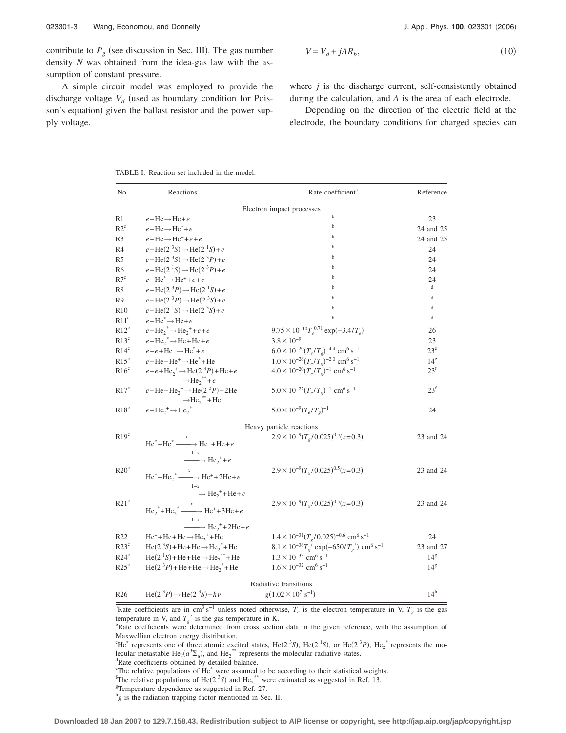contribute to $P_g$ (see discussion in Sec. III). The gas number density $N$ was obtained from the idea-gas law with the assumption of constant pressure.

A simple circuit model was employed to provide the discharge voltage $V_d$ (used as boundary condition for Poisson's equation) given the ballast resistor and the power supply voltage.

$$V = V_d + jAR_b, \tag{10}$$

where $j$ is the discharge current, self-consistently obtained during the calculation, and $A$ is the area of each electrode.

Depending on the direction of the electric field at the electrode, the boundary conditions for charged species can

TABLE I. Reaction set included in the model.

| No. | Reactions | Rate coefficient[a] | Reference |
|---|---|---|---|
| | **Electron impact processes** | | |
| R1 | $e+\mathrm{He}\rightarrow\mathrm{He}+e$ | b | 23 |
| R2[c] | $e+\mathrm{He}\rightarrow\mathrm{He}^*+e$ | b | 24 and 25 |
| R3 | $e+\mathrm{He}\rightarrow\mathrm{He}^++e+e$ | b | 24 and 25 |
| R4 | $e+\mathrm{He}(2\,^3S)\rightarrow\mathrm{He}(2\,^1S)+e$ | b | 24 |
| R5 | $e+\mathrm{He}(2\,^3S)\rightarrow\mathrm{He}(2\,^3P)+e$ | b | 24 |
| R6 | $e+\mathrm{He}(2\,^1S)\rightarrow\mathrm{He}(2\,^3P)+e$ | b | 24 |
| R7[c] | $e+\mathrm{He}^*\rightarrow\mathrm{He}^++e+e$ | b | 24 |
| R8 | $e+\mathrm{He}(2\,^3P)\rightarrow\mathrm{He}(2\,^1S)+e$ | b | d |
| R9 | $e+\mathrm{He}(2\,^3P)\rightarrow\mathrm{He}(2\,^3S)+e$ | b | d |
| R10 | $e+\mathrm{He}(2\,^1S)\rightarrow\mathrm{He}(2\,^3S)+e$ | b | d |
| R11[c] | $e+\mathrm{He}^*\rightarrow\mathrm{He}+e$ | b | d |
| R12[c] | $e+\mathrm{He}_2^*\rightarrow\mathrm{He}_2^++e+e$ | $9.75\times10^{-10}T_e^{0.71}\exp(-3.4/T_e)$ | 26 |
| R13[c] | $e+\mathrm{He}_2^*\rightarrow\mathrm{He}+\mathrm{He}+e$ | $3.8\times10^{-9}$ | 23 |
| R14[c] | $e+e+\mathrm{He}^+\rightarrow\mathrm{He}^*+e$ | $6.0\times10^{-20}(T_e/T_g)^{-4.4}$ cm$^6$ s$^{-1}$ | 23[e] |
| R15[c] | $e+\mathrm{He}+\mathrm{He}^+\rightarrow\mathrm{He}^*+\mathrm{He}$ | $1.0\times10^{-26}(T_e/T_g)^{-2.0}$ cm$^6$ s$^{-1}$ | 14[e] |
| R16[c] | $e+e+\mathrm{He}_2^+\rightarrow\mathrm{He}(2\,^3P)+\mathrm{He}+e$ $\rightarrow\mathrm{He}_2^{**}+e$ | $4.0\times10^{-20}(T_e/T_g)^{-1}$ cm$^6$ s$^{-1}$ | 23[f] |
| R17[c] | $e+\mathrm{He}+\mathrm{He}_2^+\rightarrow\mathrm{He}(2\,^3P)+2\mathrm{He}$ $\rightarrow\mathrm{He}_2^{**}+\mathrm{He}$ | $5.0\times10^{-27}(T_e/T_g)^{-1}$ cm$^6$ s$^{-1}$ | 23[f] |
| R18[c] | $e+\mathrm{He}_2^+\rightarrow\mathrm{He}_2^*$ | $5.0\times10^{-9}(T_e/T_g)^{-1}$ | 24 |
| | **Heavy particle reactions** | | |
| R19[c] | $\mathrm{He}^*+\mathrm{He}^*\xrightarrow{x}\mathrm{He}^++\mathrm{He}+e$ $\xrightarrow{1-x}\mathrm{He}_2^++e$ | $2.9\times10^{-9}(T_g/0.025)^{0.5}(x=0.3)$ | 23 and 24 |
| R20[c] | $\mathrm{He}^*+\mathrm{He}_2^*\xrightarrow{x}\mathrm{He}^++2\mathrm{He}+e$ $\xrightarrow{1-x}\mathrm{He}_2^++\mathrm{He}+e$ | $2.9\times10^{-9}(T_g/0.025)^{0.5}(x=0.3)$ | 23 and 24 |
| R21[c] | $\mathrm{He}_2^*+\mathrm{He}_2^*\xrightarrow{x}\mathrm{He}^++3\mathrm{He}+e$ $\xrightarrow{1-x}\mathrm{He}_2^++2\mathrm{He}+e$ | $2.9\times10^{-9}(T_g/0.025)^{0.5}(x=0.3)$ | 23 and 24 |
| R22 | $\mathrm{He}^++\mathrm{He}+\mathrm{He}\rightarrow\mathrm{He}_2^++\mathrm{He}$ | $1.4\times10^{-31}(T_g/0.025)^{-0.6}$ cm$^6$ s$^{-1}$ | 24 |
| R23[c] | $\mathrm{He}(2\,^3S)+\mathrm{He}+\mathrm{He}\rightarrow\mathrm{He}_2^*+\mathrm{He}$ | $8.1\times10^{-36}T_g'\exp(-650/T_g')$ cm$^6$ s$^{-1}$ | 23 and 27 |
| R24[c] | $\mathrm{He}(2\,^1S)+\mathrm{He}+\mathrm{He}\rightarrow\mathrm{He}_2^{**}+\mathrm{He}$ | $1.3\times10^{-33}$ cm$^6$ s$^{-1}$ | 14[g] |
| R25[c] | $\mathrm{He}(2\,^3P)+\mathrm{He}+\mathrm{He}\rightarrow\mathrm{He}_2^*+\mathrm{He}$ | $1.6\times10^{-32}$ cm$^6$ s$^{-1}$ | 14[g] |
| | **Radiative transitions** | | |
| R26 | $\mathrm{He}(2\,^3P)\rightarrow\mathrm{He}(2\,^3S)+h\nu$ | $g(1.02\times10^7$ s$^{-1})$ | 14[h] |

[a]Rate coefficients are in cm$^3$ s$^{-1}$ unless noted otherwise, $T_e$ is the electron temperature in V, $T_g$ is the gas temperature in V, and $T_g'$ is the gas temperature in K.

[b]Rate coefficients were determined from cross section data in the given reference, with the assumption of Maxwellian electron energy distribution.

[c]$\mathrm{He}^*$ represents one of three atomic excited states, $\mathrm{He}(2\,^3S)$, $\mathrm{He}(2\,^1S)$, or $\mathrm{He}(2\,^3P)$, $\mathrm{He}_2^*$ represents the molecular metastable $\mathrm{He}_2(a^3\Sigma_u)$, and $\mathrm{He}_2^{**}$ represents the molecular radiative states.

[d]Rate coefficients obtained by detailed balance.

[e]The relative populations of $\mathrm{He}^*$ were assumed to be according to their statistical weights.

[f]The relative populations of $\mathrm{He}(2\,^3S)$ and $\mathrm{He}_2^{**}$ were estimated as suggested in Ref. 13.

[g]Temperature dependence as suggested in Ref. 27.

[h]$g$ is the radiation trapping factor mentioned in Sec. II.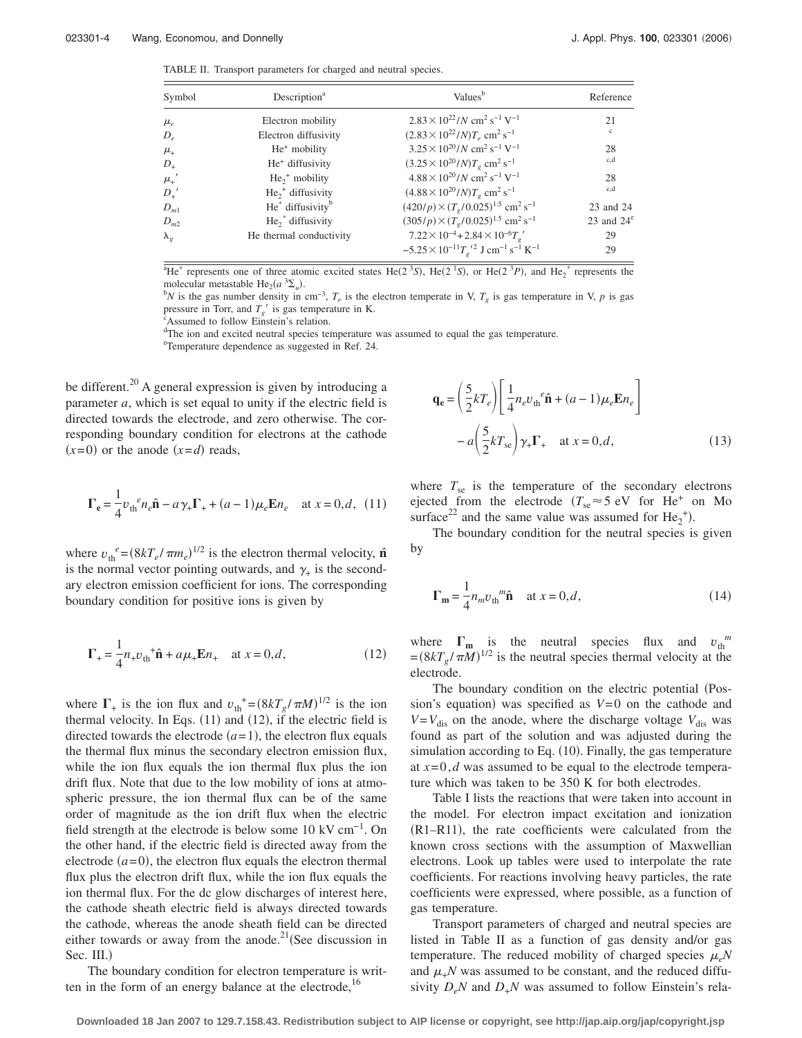TABLE II. Transport parameters for charged and neutral species.

| Symbol | Description[a] | Values[b] | Reference |
|---|---|---|---|
| $\mu_e$ | Electron mobility | $2.83\times10^{22}/N$ cm$^2$ s$^{-1}$ V$^{-1}$ | 21 |
| $D_e$ | Electron diffusivity | $(2.83\times10^{22}/N)T_e$ cm$^2$ s$^{-1}$ | c |
| $\mu_+$ | $He^+$ mobility | $3.25\times10^{20}/N$ cm$^2$ s$^{-1}$ V$^{-1}$ | 28 |
| $D_+$ | $He^+$ diffusivity | $(3.25\times10^{20}/N)T_g$ cm$^2$ s$^{-1}$ | c,d |
| $\mu_+'$ | $He_2^+$ mobility | $4.88\times10^{20}/N$ cm$^2$ s$^{-1}$ V$^{-1}$ | 28 |
| $D_+'$ | $He_2^+$ diffusivity | $(4.88\times10^{20}/N)T_g$ cm$^2$ s$^{-1}$ | c,d |
| $D_{m1}$ | $He^*$ diffusivity[b] | $(420/p)\times(T_g/0.025)^{1.5}$ cm$^2$ s$^{-1}$ | 23 and 24 |
| $D_{m2}$ | $He_2^*$ diffusivity | $(305/p)\times(T_g/0.025)^{1.5}$ cm$^2$ s$^{-1}$ | 23 and 24[e] |
| $\lambda_g$ | He thermal conductivity | $7.22\times10^{-4}+2.84\times10^{-6}T_g'$ | 29 |
| | | $-5.25\times10^{-11}T_g'^2$ J cm$^{-1}$ s$^{-1}$ K$^{-1}$ | 29 |

[a]$He^*$ represents one of three atomic excited states $He(2\,^3S)$, $He(2\,^1S)$, or $He(2\,^3P)$, and $He_2^*$ represents the molecular metastable $He_2(a\,^3\Sigma_u)$.

[b]$N$ is the gas number density in cm$^{-3}$, $T_e$ is the electron temperate in V, $T_g$ is gas temperature in V, $p$ is gas pressure in Torr, and $T_g'$ is gas temperature in K.

[c]Assumed to follow Einstein's relation.

[d]The ion and excited neutral species temperature was assumed to equal the gas temperature.

[e]Temperature dependence as suggested in Ref. 24.

be different.[20] A general expression is given by introducing a parameter $a$, which is set equal to unity if the electric field is directed towards the electrode, and zero otherwise. The corresponding boundary condition for electrons at the cathode $(x=0)$ or the anode $(x=d)$ reads,

$$\mathbf{\Gamma_e} = \frac{1}{4}v_{\mathrm{th}}^{\ e} n_e \hat{\mathbf{n}} - a\gamma_+\mathbf{\Gamma}_+ + (a-1)\mu_e \mathbf{E} n_e \quad \text{at } x=0,d, \quad (11)$$

where $v_{\mathrm{th}}^{\ e}=(8kT_e/\pi m_e)^{1/2}$ is the electron thermal velocity, $\hat{\mathbf{n}}$ is the normal vector pointing outwards, and $\gamma_+$ is the secondary electron emission coefficient for ions. The corresponding boundary condition for positive ions is given by

$$\mathbf{\Gamma}_+ = \frac{1}{4}n_+ v_{\mathrm{th}}^{\ +}\hat{\mathbf{n}} + a\mu_+\mathbf{E}n_+ \quad \text{at } x=0,d, \quad (12)$$

where $\mathbf{\Gamma}_+$ is the ion flux and $v_{\mathrm{th}}^{\ +}=(8kT_g/\pi M)^{1/2}$ is the ion thermal velocity. In Eqs. (11) and (12), if the electric field is directed towards the electrode $(a=1)$, the electron flux equals the thermal flux minus the secondary electron emission flux, while the ion flux equals the ion thermal flux plus the ion drift flux. Note that due to the low mobility of ions at atmospheric pressure, the ion thermal flux can be of the same order of magnitude as the ion drift flux when the electric field strength at the electrode is below some 10 kV cm$^{-1}$. On the other hand, if the electric field is directed away from the electrode $(a=0)$, the electron flux equals the electron thermal flux plus the electron drift flux, while the ion flux equals the ion thermal flux. For the dc glow discharges of interest here, the cathode sheath electric field is always directed towards the cathode, whereas the anode sheath field can be directed either towards or away from the anode.[21] (See discussion in Sec. III.)

The boundary condition for electron temperature is written in the form of an energy balance at the electrode,[16]

$$\mathbf{q_e} = \left(\frac{5}{2}kT_e\right)\left[\frac{1}{4}n_e v_{\mathrm{th}}^{\ e}\hat{\mathbf{n}} + (a-1)\mu_e\mathbf{E}n_e\right] - a\left(\frac{5}{2}kT_{\mathrm{se}}\right)\gamma_+\mathbf{\Gamma}_+ \quad \text{at } x=0,d, \quad (13)$$

where $T_{\mathrm{se}}$ is the temperature of the secondary electrons ejected from the electrode ($T_{\mathrm{se}}\approx 5$ eV for $He^+$ on Mo surface[22] and the same value was assumed for $He_2^+$).

The boundary condition for the neutral species is given by

$$\mathbf{\Gamma_m} = \frac{1}{4}n_m v_{\mathrm{th}}^{\ m}\hat{\mathbf{n}} \quad \text{at } x=0,d, \quad (14)$$

where $\mathbf{\Gamma_m}$ is the neutral species flux and $v_{\mathrm{th}}^{\ m}=(8kT_g/\pi M)^{1/2}$ is the neutral species thermal velocity at the electrode.

The boundary condition on the electric potential (Possion's equation) was specified as $V=0$ on the cathode and $V=V_{\mathrm{dis}}$ on the anode, where the discharge voltage $V_{\mathrm{dis}}$ was found as part of the solution and was adjusted during the simulation according to Eq. (10). Finally, the gas temperature at $x=0,d$ was assumed to be equal to the electrode temperature which was taken to be 350 K for both electrodes.

Table I lists the reactions that were taken into account in the model. For electron impact excitation and ionization (R1–R11), the rate coefficients were calculated from the known cross sections with the assumption of Maxwellian electrons. Look up tables were used to interpolate the rate coefficients. For reactions involving heavy particles, the rate coefficients were expressed, where possible, as a function of gas temperature.

Transport parameters of charged and neutral species are listed in Table II as a function of gas density and/or gas temperature. The reduced mobility of charged species $\mu_e N$ and $\mu_+ N$ was assumed to be constant, and the reduced diffusivity $D_e N$ and $D_+ N$ was assumed to follow Einstein's rela-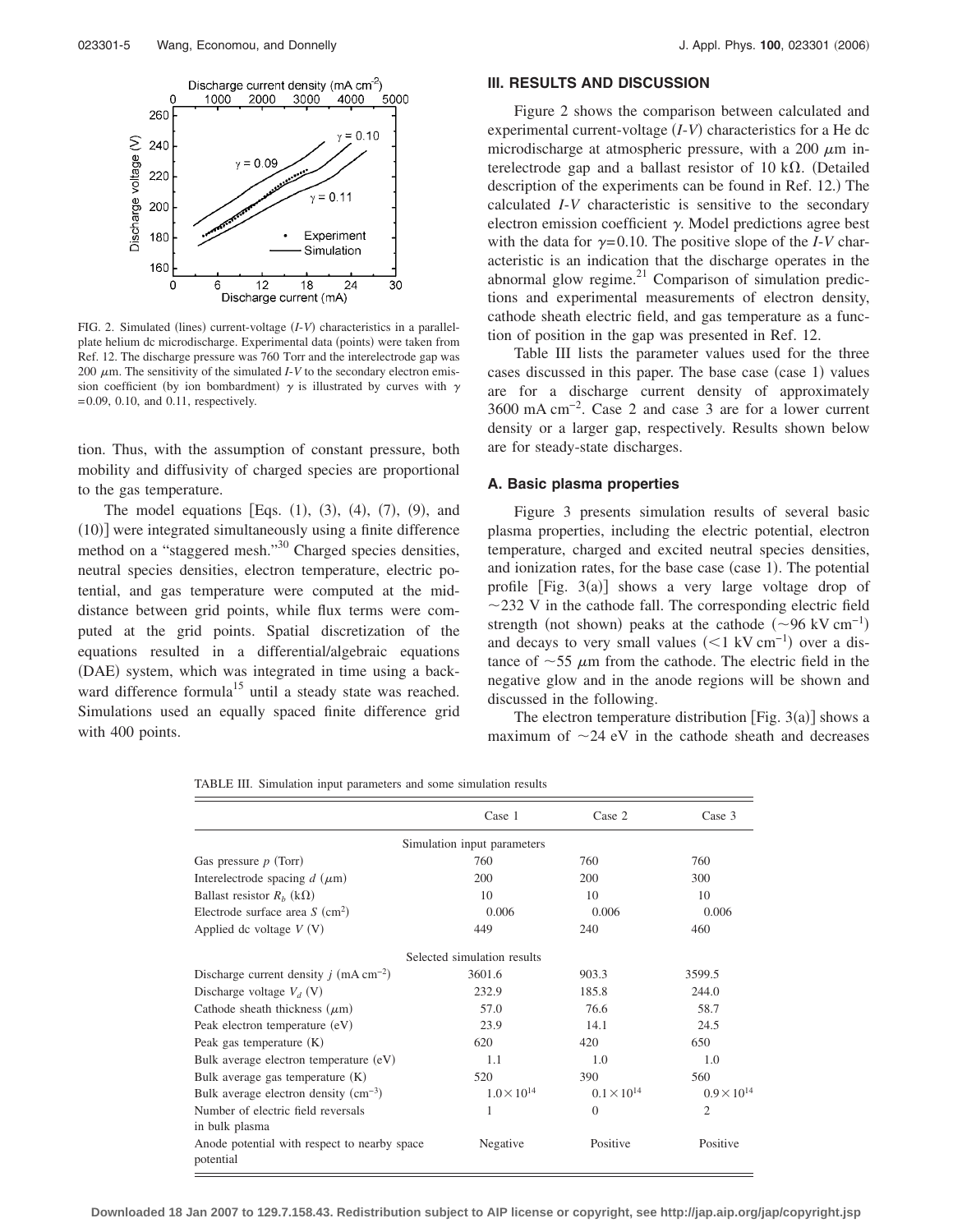FIG. 2. Simulated (lines) current-voltage (*I-V*) characteristics in a parallel-plate helium dc microdischarge. Experimental data (points) were taken from Ref. 12. The discharge pressure was 760 Torr and the interelectrode gap was 200 $\mu$m. The sensitivity of the simulated *I-V* to the secondary electron emission coefficient (by ion bombardment) $\gamma$ is illustrated by curves with $\gamma = 0.09$, 0.10, and 0.11, respectively.

tion. Thus, with the assumption of constant pressure, both mobility and diffusivity of charged species are proportional to the gas temperature.

The model equations [Eqs. (1), (3), (4), (7), (9), and (10)] were integrated simultaneously using a finite difference method on a "staggered mesh."[30] Charged species densities, neutral species densities, electron temperature, electric potential, and gas temperature were computed at the mid-distance between grid points, while flux terms were computed at the grid points. Spatial discretization of the equations resulted in a differential/algebraic equations (DAE) system, which was integrated in time using a backward difference formula[15] until a steady state was reached. Simulations used an equally spaced finite difference grid with 400 points.

## III. RESULTS AND DISCUSSION

Figure 2 shows the comparison between calculated and experimental current-voltage (*I-V*) characteristics for a He dc microdischarge at atmospheric pressure, with a 200 $\mu$m interelectrode gap and a ballast resistor of 10 k$\Omega$. (Detailed description of the experiments can be found in Ref. 12.) The calculated *I-V* characteristic is sensitive to the secondary electron emission coefficient $\gamma$. Model predictions agree best with the data for $\gamma = 0.10$. The positive slope of the *I-V* characteristic is an indication that the discharge operates in the abnormal glow regime.[21] Comparison of simulation predictions and experimental measurements of electron density, cathode sheath electric field, and gas temperature as a function of position in the gap was presented in Ref. 12.

Table III lists the parameter values used for the three cases discussed in this paper. The base case (case 1) values are for a discharge current density of approximately 3600 mA cm$^{-2}$. Case 2 and case 3 are for a lower current density or a larger gap, respectively. Results shown below are for steady-state discharges.

### A. Basic plasma properties

Figure 3 presents simulation results of several basic plasma properties, including the electric potential, electron temperature, charged and excited neutral species densities, and ionization rates, for the base case (case 1). The potential profile [Fig. 3(a)] shows a very large voltage drop of ~232 V in the cathode fall. The corresponding electric field strength (not shown) peaks at the cathode (~96 kV cm$^{-1}$) and decays to very small values (<1 kV cm$^{-1}$) over a distance of ~55 $\mu$m from the cathode. The electric field in the negative glow and in the anode regions will be shown and discussed in the following.

The electron temperature distribution [Fig. 3(a)] shows a maximum of ~24 eV in the cathode sheath and decreases

TABLE III. Simulation input parameters and some simulation results

| | Case 1 | Case 2 | Case 3 |
|---|---|---|---|
| Simulation input parameters | | | |
| Gas pressure $p$ (Torr) | 760 | 760 | 760 |
| Interelectrode spacing $d$ ($\mu$m) | 200 | 200 | 300 |
| Ballast resistor $R_b$ (k$\Omega$) | 10 | 10 | 10 |
| Electrode surface area $S$ (cm$^2$) | 0.006 | 0.006 | 0.006 |
| Applied dc voltage $V$ (V) | 449 | 240 | 460 |
| Selected simulation results | | | |
| Discharge current density $j$ (mA cm$^{-2}$) | 3601.6 | 903.3 | 3599.5 |
| Discharge voltage $V_d$ (V) | 232.9 | 185.8 | 244.0 |
| Cathode sheath thickness ($\mu$m) | 57.0 | 76.6 | 58.7 |
| Peak electron temperature (eV) | 23.9 | 14.1 | 24.5 |
| Peak gas temperature (K) | 620 | 420 | 650 |
| Bulk average electron temperature (eV) | 1.1 | 1.0 | 1.0 |
| Bulk average gas temperature (K) | 520 | 390 | 560 |
| Bulk average electron density (cm$^{-3}$) | $1.0\times10^{14}$ | $0.1\times10^{14}$ | $0.9\times10^{14}$ |
| Number of electric field reversals in bulk plasma | 1 | 0 | 2 |
| Anode potential with respect to nearby space potential | Negative | Positive | Positive |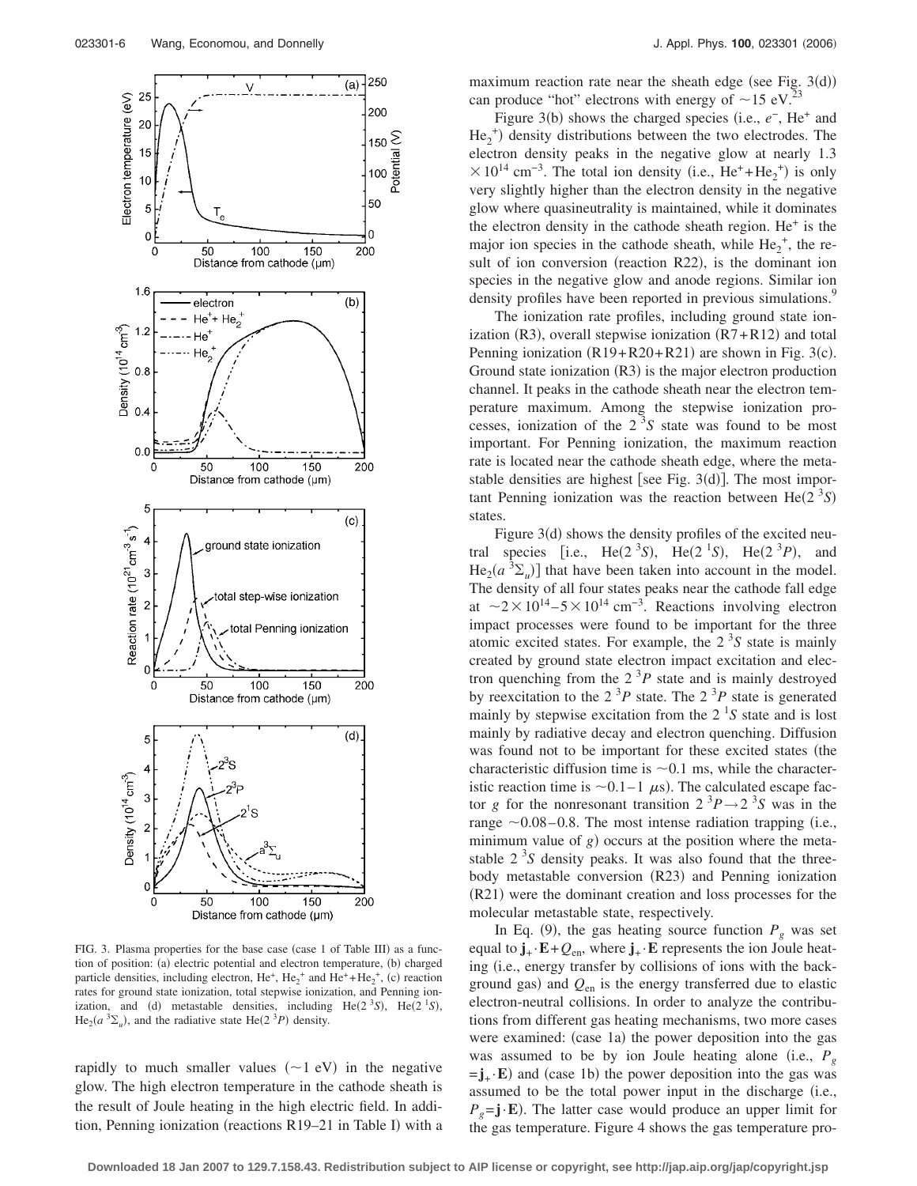FIG. 3. Plasma properties for the base case (case 1 of Table III) as a function of position: (a) electric potential and electron temperature, (b) charged particle densities, including electron, $He^+$, $He_2^+$ and $He^+ + He_2^+$, (c) reaction rates for ground state ionization, total stepwise ionization, and Penning ionization, and (d) metastable densities, including $He(2\,^3S)$, $He(2\,^1S)$, $He_2(a\,^3\Sigma_u)$, and the radiative state $He(2\,^3P)$ density.

rapidly to much smaller values ($\sim$1 eV) in the negative glow. The high electron temperature in the cathode sheath is the result of Joule heating in the high electric field. In addition, Penning ionization (reactions R19–21 in Table I) with a maximum reaction rate near the sheath edge (see Fig. 3(d)) can produce "hot" electrons with energy of $\sim$15 eV.[23]

Figure 3(b) shows the charged species (i.e., $e^-$, $He^+$ and $He_2^+$) density distributions between the two electrodes. The electron density peaks in the negative glow at nearly $1.3 \times 10^{14}$ cm$^{-3}$. The total ion density (i.e., $He^+ + He_2^+$) is only very slightly higher than the electron density in the negative glow where quasineutrality is maintained, while it dominates the electron density in the cathode sheath region. $He^+$ is the major ion species in the cathode sheath, while $He_2^+$, the result of ion conversion (reaction R22), is the dominant ion species in the negative glow and anode regions. Similar ion density profiles have been reported in previous simulations.[9]

The ionization rate profiles, including ground state ionization (R3), overall stepwise ionization (R7+R12) and total Penning ionization (R19+R20+R21) are shown in Fig. 3(c). Ground state ionization (R3) is the major electron production channel. It peaks in the cathode sheath near the electron temperature maximum. Among the stepwise ionization processes, ionization of the $2\,^3S$ state was found to be most important. For Penning ionization, the maximum reaction rate is located near the cathode sheath edge, where the metastable densities are highest [see Fig. 3(d)]. The most important Penning ionization was the reaction between $He(2\,^3S)$ states.

Figure 3(d) shows the density profiles of the excited neutral species [i.e., $He(2\,^3S)$, $He(2\,^1S)$, $He(2\,^3P)$, and $He_2(a\,^3\Sigma_u)$] that have been taken into account in the model. The density of all four states peaks near the cathode fall edge at $\sim 2 \times 10^{14} - 5 \times 10^{14}$ cm$^{-3}$. Reactions involving electron impact processes were found to be important for the three atomic excited states. For example, the $2\,^3S$ state is mainly created by ground state electron impact excitation and electron quenching from the $2\,^3P$ state and is mainly destroyed by reexcitation to the $2\,^3P$ state. The $2\,^3P$ state is generated mainly by stepwise excitation from the $2\,^1S$ state and is lost mainly by radiative decay and electron quenching. Diffusion was found not to be important for these excited states (the characteristic diffusion time is $\sim$0.1 ms, while the characteristic reaction time is $\sim$0.1–1 $\mu$s). The calculated escape factor $g$ for the nonresonant transition $2\,^3P \rightarrow 2\,^3S$ was in the range $\sim$0.08–0.8. The most intense radiation trapping (i.e., minimum value of $g$) occurs at the position where the metastable $2\,^3S$ density peaks. It was also found that the three-body metastable conversion (R23) and Penning ionization (R21) were the dominant creation and loss processes for the molecular metastable state, respectively.

In Eq. (9), the gas heating source function $P_g$ was set equal to $\mathbf{j}_+ \cdot \mathbf{E} + Q_{en}$, where $\mathbf{j}_+ \cdot \mathbf{E}$ represents the ion Joule heating (i.e., energy transfer by collisions of ions with the background gas) and $Q_{en}$ is the energy transferred due to elastic electron-neutral collisions. In order to analyze the contributions from different gas heating mechanisms, two more cases were examined: (case 1a) the power deposition into the gas was assumed to be by ion Joule heating alone (i.e., $P_g = \mathbf{j}_+ \cdot \mathbf{E}$) and (case 1b) the power deposition into the gas was assumed to be the total power input in the discharge (i.e., $P_g = \mathbf{j} \cdot \mathbf{E}$). The latter case would produce an upper limit for the gas temperature. Figure 4 shows the gas temperature pro-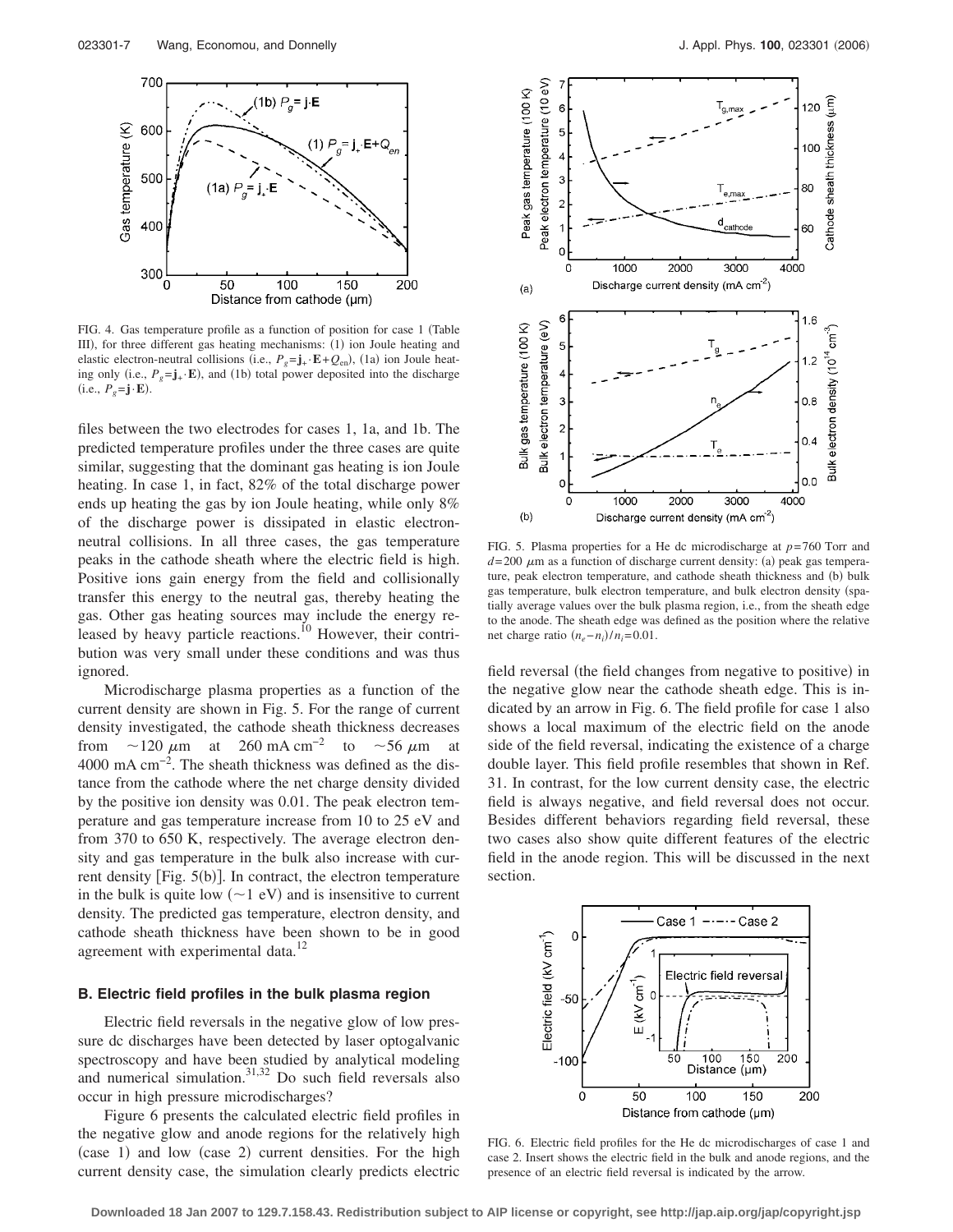FIG. 4. Gas temperature profile as a function of position for case 1 (Table III), for three different gas heating mechanisms: (1) ion Joule heating and elastic electron-neutral collisions (i.e., $P_g = \mathbf{j}_+ \cdot \mathbf{E} + Q_{en}$), (1a) ion Joule heating only (i.e., $P_g = \mathbf{j}_+ \cdot \mathbf{E}$), and (1b) total power deposited into the discharge (i.e., $P_g = \mathbf{j} \cdot \mathbf{E}$).

files between the two electrodes for cases 1, 1a, and 1b. The predicted temperature profiles under the three cases are quite similar, suggesting that the dominant gas heating is ion Joule heating. In case 1, in fact, 82% of the total discharge power ends up heating the gas by ion Joule heating, while only 8% of the discharge power is dissipated in elastic electron-neutral collisions. In all three cases, the gas temperature peaks in the cathode sheath where the electric field is high. Positive ions gain energy from the field and collisionally transfer this energy to the neutral gas, thereby heating the gas. Other gas heating sources may include the energy released by heavy particle reactions.[10] However, their contribution was very small under these conditions and was thus ignored.

Microdischarge plasma properties as a function of the current density are shown in Fig. 5. For the range of current density investigated, the cathode sheath thickness decreases from $\sim 120\ \mu\text{m}$ at $260\ \text{mA cm}^{-2}$ to $\sim 56\ \mu\text{m}$ at $4000\ \text{mA cm}^{-2}$. The sheath thickness was defined as the distance from the cathode where the net charge density divided by the positive ion density was 0.01. The peak electron temperature and gas temperature increase from 10 to 25 eV and from 370 to 650 K, respectively. The average electron density and gas temperature in the bulk also increase with current density [Fig. 5(b)]. In contract, the electron temperature in the bulk is quite low ($\sim 1$ eV) and is insensitive to current density. The predicted gas temperature, electron density, and cathode sheath thickness have been shown to be in good agreement with experimental data.[12]

### B. Electric field profiles in the bulk plasma region

Electric field reversals in the negative glow of low pressure dc discharges have been detected by laser optogalvanic spectroscopy and have been studied by analytical modeling and numerical simulation.[31,32] Do such field reversals also occur in high pressure microdischarges?

Figure 6 presents the calculated electric field profiles in the negative glow and anode regions for the relatively high (case 1) and low (case 2) current densities. For the high current density case, the simulation clearly predicts electric field reversal (the field changes from negative to positive) in the negative glow near the cathode sheath edge. This is indicated by an arrow in Fig. 6. The field profile for case 1 also shows a local maximum of the electric field on the anode side of the field reversal, indicating the existence of a charge double layer. This field profile resembles that shown in Ref. 31. In contrast, for the low current density case, the electric field is always negative, and field reversal does not occur. Besides different behaviors regarding field reversal, these two cases also show quite different features of the electric field in the anode region. This will be discussed in the next section.

FIG. 5. Plasma properties for a He dc microdischarge at $p = 760$ Torr and $d = 200\ \mu\text{m}$ as a function of discharge current density: (a) peak gas temperature, peak electron temperature, and cathode sheath thickness and (b) bulk gas temperature, bulk electron temperature, and bulk electron density (spatially average values over the bulk plasma region, i.e., from the sheath edge to the anode. The sheath edge was defined as the position where the relative net charge ratio $(n_e - n_i)/n_i = 0.01$.

FIG. 6. Electric field profiles for the He dc microdischarges of case 1 and case 2. Insert shows the electric field in the bulk and anode regions, and the presence of an electric field reversal is indicated by the arrow.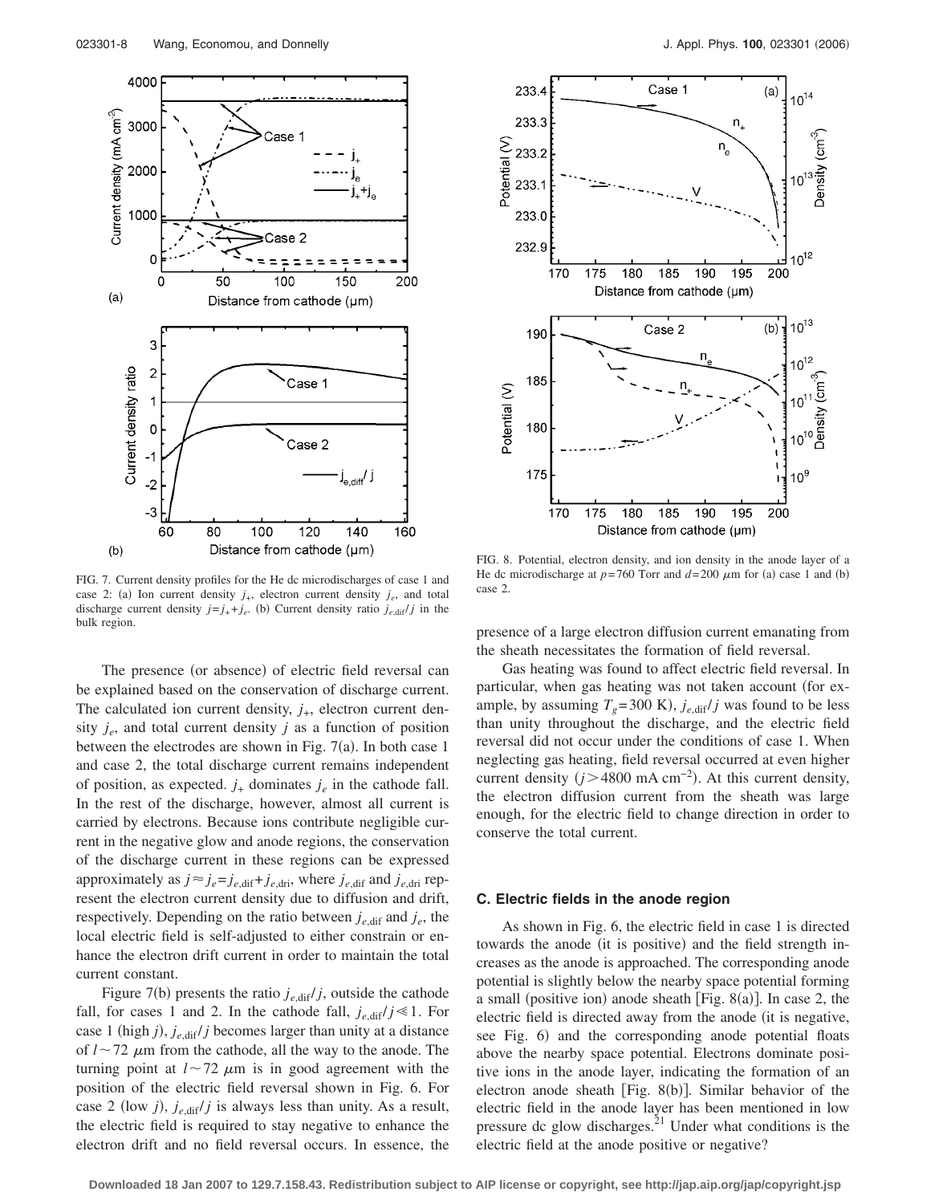FIG. 7. Current density profiles for the He dc microdischarges of case 1 and case 2: (a) Ion current density $j_+$, electron current density $j_e$, and total discharge current density $j = j_+ + j_e$. (b) Current density ratio $j_{e,\text{dif}}/j$ in the bulk region.

FIG. 8. Potential, electron density, and ion density in the anode layer of a He dc microdischarge at $p = 760$ Torr and $d = 200$ $\mu$m for (a) case 1 and (b) case 2.

The presence (or absence) of electric field reversal can be explained based on the conservation of discharge current. The calculated ion current density, $j_+$, electron current density $j_e$, and total current density $j$ as a function of position between the electrodes are shown in Fig. 7(a). In both case 1 and case 2, the total discharge current remains independent of position, as expected. $j_+$ dominates $j_e$ in the cathode fall. In the rest of the discharge, however, almost all current is carried by electrons. Because ions contribute negligible current in the negative glow and anode regions, the conservation of the discharge current in these regions can be expressed approximately as $j \approx j_e = j_{e,\text{dif}} + j_{e,\text{dri}}$, where $j_{e,\text{dif}}$ and $j_{e,\text{dri}}$ represent the electron current density due to diffusion and drift, respectively. Depending on the ratio between $j_{e,\text{dif}}$ and $j_e$, the local electric field is self-adjusted to either constrain or enhance the electron drift current in order to maintain the total current constant.

Figure 7(b) presents the ratio $j_{e,\text{dif}}/j$, outside the cathode fall, for cases 1 and 2. In the cathode fall, $j_{e,\text{dif}}/j \ll 1$. For case 1 (high $j$), $j_{e,\text{dif}}/j$ becomes larger than unity at a distance of $l \sim 72$ $\mu$m from the cathode, all the way to the anode. The turning point at $l \sim 72$ $\mu$m is in good agreement with the position of the electric field reversal shown in Fig. 6. For case 2 (low $j$), $j_{e,\text{dif}}/j$ is always less than unity. As a result, the electric field is required to stay negative to enhance the electron drift and no field reversal occurs. In essence, the presence of a large electron diffusion current emanating from the sheath necessitates the formation of field reversal.

Gas heating was found to affect electric field reversal. In particular, when gas heating was not taken account (for example, by assuming $T_g = 300$ K), $j_{e,\text{dif}}/j$ was found to be less than unity throughout the discharge, and the electric field reversal did not occur under the conditions of case 1. When neglecting gas heating, field reversal occurred at even higher current density ($j > 4800$ mA cm$^{-2}$). At this current density, the electron diffusion current from the sheath was large enough, for the electric field to change direction in order to conserve the total current.

### C. Electric fields in the anode region

As shown in Fig. 6, the electric field in case 1 is directed towards the anode (it is positive) and the field strength increases as the anode is approached. The corresponding anode potential is slightly below the nearby space potential forming a small (positive ion) anode sheath [Fig. 8(a)]. In case 2, the electric field is directed away from the anode (it is negative, see Fig. 6) and the corresponding anode potential floats above the nearby space potential. Electrons dominate positive ions in the anode layer, indicating the formation of an electron anode sheath [Fig. 8(b)]. Similar behavior of the electric field in the anode layer has been mentioned in low pressure dc glow discharges.[21] Under what conditions is the electric field at the anode positive or negative?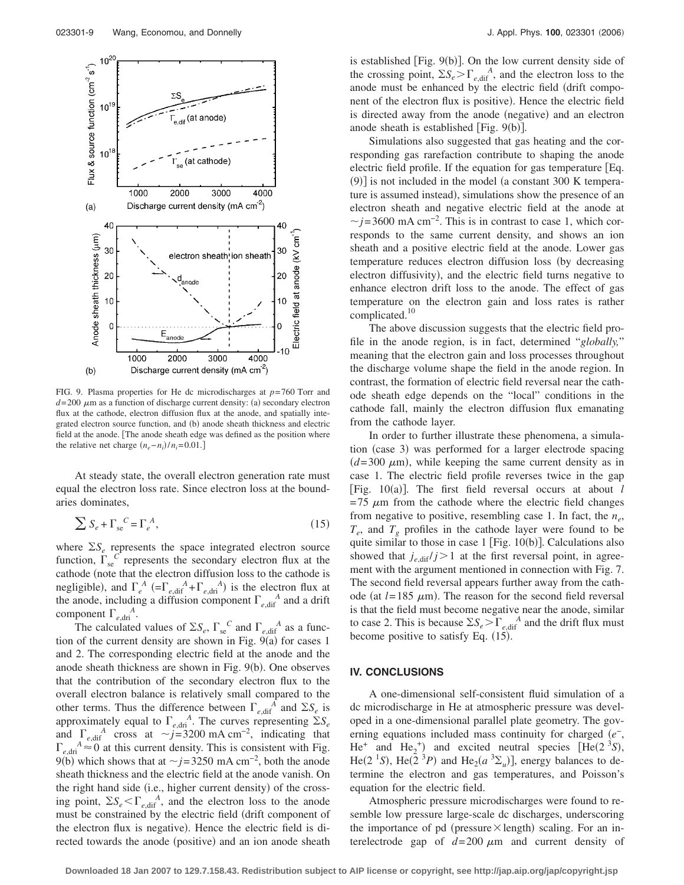FIG. 9. Plasma properties for He dc microdischarges at $p=760$ Torr and $d=200$ $\mu$m as a function of discharge current density: (a) secondary electron flux at the cathode, electron diffusion flux at the anode, and spatially integrated electron source function, and (b) anode sheath thickness and electric field at the anode. [The anode sheath edge was defined as the position where the relative net charge $(n_e-n_i)/n_i=0.01$.]

At steady state, the overall electron generation rate must equal the electron loss rate. Since electron loss at the boundaries dominates,

$$\sum S_e + \Gamma_{se}^{C} = \Gamma_e^{A}, \tag{15}$$

where $\Sigma S_e$ represents the space integrated electron source function, $\Gamma_{se}^{C}$ represents the secondary electron flux at the cathode (note that the electron diffusion loss to the cathode is negligible), and $\Gamma_e^{A}$ $(=\Gamma_{e,\text{dif}}^{A}+\Gamma_{e,\text{dri}}^{A})$ is the electron flux at the anode, including a diffusion component $\Gamma_{e,\text{dif}}^{A}$ and a drift component $\Gamma_{e,\text{dri}}^{A}$.

The calculated values of $\Sigma S_e$, $\Gamma_{se}^{C}$ and $\Gamma_{e,\text{dif}}^{A}$ as a function of the current density are shown in Fig. 9(a) for cases 1 and 2. The corresponding electric field at the anode and the anode sheath thickness are shown in Fig. 9(b). One observes that the contribution of the secondary electron flux to the overall electron balance is relatively small compared to the other terms. Thus the difference between $\Gamma_{e,\text{dif}}^{A}$ and $\Sigma S_e$ is approximately equal to $\Gamma_{e,\text{dri}}^{A}$. The curves representing $\Sigma S_e$ and $\Gamma_{e,\text{dif}}^{A}$ cross at $\sim j=3200$ mA cm$^{-2}$, indicating that $\Gamma_{e,\text{dri}}^{A}\approx 0$ at this current density. This is consistent with Fig. 9(b) which shows that at $\sim j=3250$ mA cm$^{-2}$, both the anode sheath thickness and the electric field at the anode vanish. On the right hand side (i.e., higher current density) of the crossing point, $\Sigma S_e<\Gamma_{e,\text{dif}}^{A}$, and the electron loss to the anode must be constrained by the electric field (drift component of the electron flux is negative). Hence the electric field is directed towards the anode (positive) and an ion anode sheath is established [Fig. 9(b)]. On the low current density side of the crossing point, $\Sigma S_e>\Gamma_{e,\text{dif}}^{A}$, and the electron loss to the anode must be enhanced by the electric field (drift component of the electron flux is positive). Hence the electric field is directed away from the anode (negative) and an electron anode sheath is established [Fig. 9(b)].

Simulations also suggested that gas heating and the corresponding gas rarefaction contribute to shaping the anode electric field profile. If the equation for gas temperature [Eq. (9)] is not included in the model (a constant 300 K temperature is assumed instead), simulations show the presence of an electron sheath and negative electric field at the anode at $\sim j=3600$ mA cm$^{-2}$. This is in contrast to case 1, which corresponds to the same current density, and shows an ion sheath and a positive electric field at the anode. Lower gas temperature reduces electron diffusion loss (by decreasing electron diffusivity), and the electric field turns negative to enhance electron drift loss to the anode. The effect of gas temperature on the electron gain and loss rates is rather complicated.[10]

The above discussion suggests that the electric field profile in the anode region, is in fact, determined "*globally,*" meaning that the electron gain and loss processes throughout the discharge volume shape the field in the anode region. In contrast, the formation of electric field reversal near the cathode sheath edge depends on the "local" conditions in the cathode fall, mainly the electron diffusion flux emanating from the cathode layer.

In order to further illustrate these phenomena, a simulation (case 3) was performed for a larger electrode spacing ($d=300$ $\mu$m), while keeping the same current density as in case 1. The electric field profile reverses twice in the gap [Fig. 10(a)]. The first field reversal occurs at about $l=75$ $\mu$m from the cathode where the electric field changes from negative to positive, resembling case 1. In fact, the $n_e$, $T_e$, and $T_g$ profiles in the cathode layer were found to be quite similar to those in case 1 [Fig. 10(b)]. Calculations also showed that $j_{e,\text{dif}}/j>1$ at the first reversal point, in agreement with the argument mentioned in connection with Fig. 7. The second field reversal appears further away from the cathode (at $l=185$ $\mu$m). The reason for the second field reversal is that the field must become negative near the anode, similar to case 2. This is because $\Sigma S_e>\Gamma_{e,\text{dif}}^{A}$ and the drift flux must become positive to satisfy Eq. (15).

## IV. CONCLUSIONS

A one-dimensional self-consistent fluid simulation of a dc microdischarge in He at atmospheric pressure was developed in a one-dimensional parallel plate geometry. The governing equations included mass continuity for charged ($e^-$, $He^+$ and $He_2^+$) and excited neutral species [He($2\,^3S$), He($2\,^1S$), He($2\,^3P$) and $He_2(a\,^3\Sigma_u)$], energy balances to determine the electron and gas temperatures, and Poisson's equation for the electric field.

Atmospheric pressure microdischarges were found to resemble low pressure large-scale dc discharges, underscoring the importance of pd (pressure×length) scaling. For an interelectrode gap of $d=200$ $\mu$m and current density of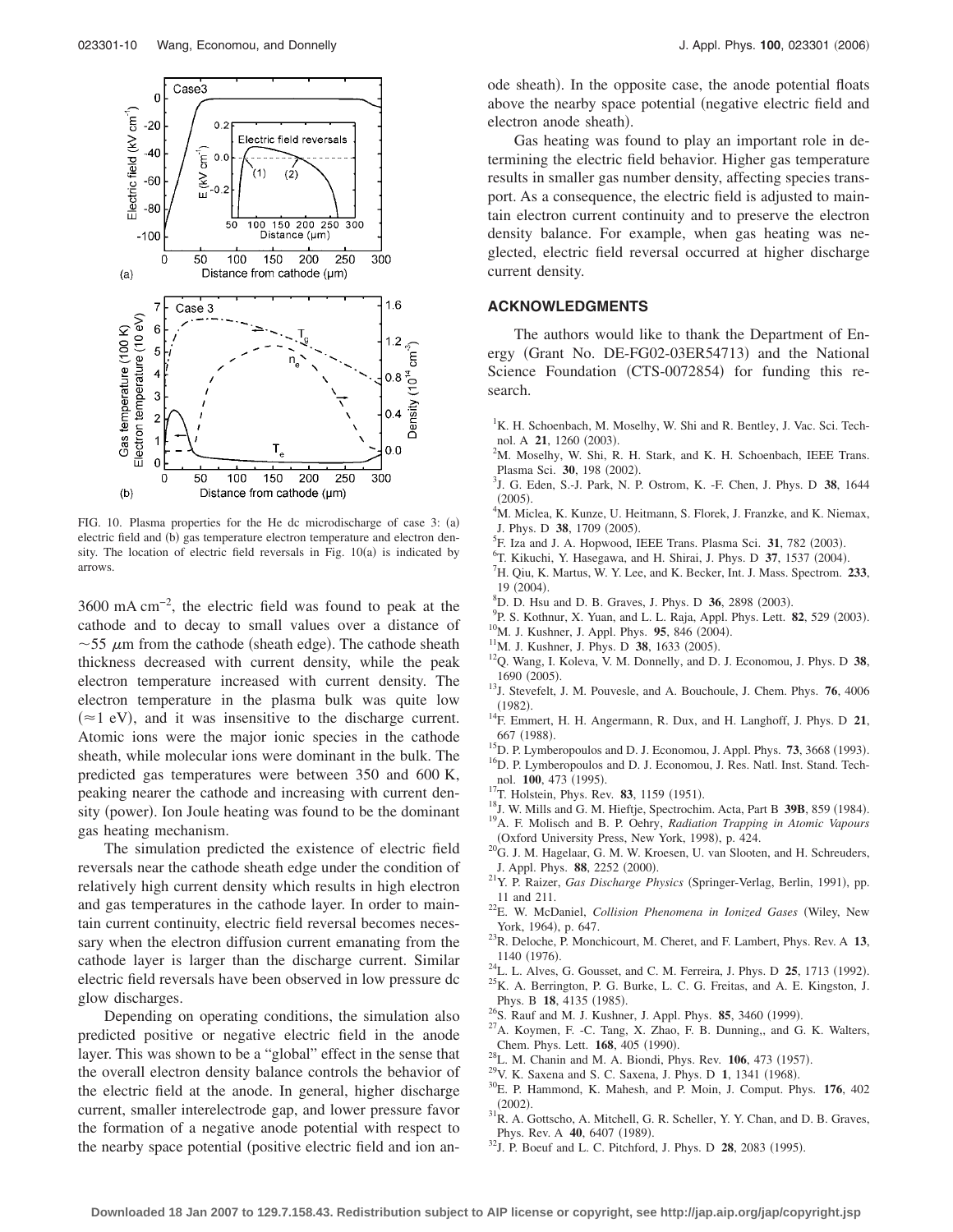Case3

Electric field (kV cm$^{-1}$)

0
-20
-40
-60
-80
-100

0 50 100 150 200 250 300

Distance from cathode (μm)

(a)

Electric field reversals

E (kV cm$^{-1}$)

0.2
0.0
-0.2

(1) (2)

50 100 150 200 250 300

Distance (μm)

Case 3

Gas temperature (100 K)
Electron temperature (10 eV)

7 6 5 4 3 2 1 0

Density ($10^{14}$ cm$^{-3}$)

1.6 1.2 0.8 0.4 0.0

$T_g$

$n_e$

$T_e$

0 50 100 150 200 250 300

Distance from cathode (μm)

(b)

FIG. 10. Plasma properties for the He dc microdischarge of case 3: (a) electric field and (b) gas temperature electron temperature and electron density. The location of electric field reversals in Fig. 10(a) is indicated by arrows.

3600 mA cm$^{-2}$, the electric field was found to peak at the cathode and to decay to small values over a distance of $\sim 55$ $\mu$m from the cathode (sheath edge). The cathode sheath thickness decreased with current density, while the peak electron temperature increased with current density. The electron temperature in the plasma bulk was quite low ($\approx 1$ eV), and it was insensitive to the discharge current. Atomic ions were the major ionic species in the cathode sheath, while molecular ions were dominant in the bulk. The predicted gas temperatures were between 350 and 600 K, peaking nearer the cathode and increasing with current density (power). Ion Joule heating was found to be the dominant gas heating mechanism.

The simulation predicted the existence of electric field reversals near the cathode sheath edge under the condition of relatively high current density which results in high electron and gas temperatures in the cathode layer. In order to maintain current continuity, electric field reversal becomes necessary when the electron diffusion current emanating from the cathode layer is larger than the discharge current. Similar electric field reversals have been observed in low pressure dc glow discharges.

Depending on operating conditions, the simulation also predicted positive or negative electric field in the anode layer. This was shown to be a "global" effect in the sense that the overall electron density balance controls the behavior of the electric field at the anode. In general, higher discharge current, smaller interelectrode gap, and lower pressure favor the formation of a negative anode potential with respect to the nearby space potential (positive electric field and ion anode sheath). In the opposite case, the anode potential floats above the nearby space potential (negative electric field and electron anode sheath).

Gas heating was found to play an important role in determining the electric field behavior. Higher gas temperature results in smaller gas number density, affecting species transport. As a consequence, the electric field is adjusted to maintain electron current continuity and to preserve the electron density balance. For example, when gas heating was neglected, electric field reversal occurred at higher discharge current density.

## ACKNOWLEDGMENTS

The authors would like to thank the Department of Energy (Grant No. DE-FG02-03ER54713) and the National Science Foundation (CTS-0072854) for funding this research.

[1] K. H. Schoenbach, M. Moselhy, W. Shi and R. Bentley, J. Vac. Sci. Technol. A **21**, 1260 (2003).
[2] M. Moselhy, W. Shi, R. H. Stark, and K. H. Schoenbach, IEEE Trans. Plasma Sci. **30**, 198 (2002).
[3] J. G. Eden, S.-J. Park, N. P. Ostrom, K. -F. Chen, J. Phys. D **38**, 1644 (2005).
[4] M. Miclea, K. Kunze, U. Heitmann, S. Florek, J. Franzke, and K. Niemax, J. Phys. D **38**, 1709 (2005).
[5] F. Iza and J. A. Hopwood, IEEE Trans. Plasma Sci. **31**, 782 (2003).
[6] T. Kikuchi, Y. Hasegawa, and H. Shirai, J. Phys. D **37**, 1537 (2004).
[7] H. Qiu, K. Martus, W. Y. Lee, and K. Becker, Int. J. Mass. Spectrom. **233**, 19 (2004).
[8] D. D. Hsu and D. B. Graves, J. Phys. D **36**, 2898 (2003).
[9] P. S. Kothnur, X. Yuan, and L. L. Raja, Appl. Phys. Lett. **82**, 529 (2003).
[10] M. J. Kushner, J. Appl. Phys. **95**, 846 (2004).
[11] M. J. Kushner, J. Phys. D **38**, 1633 (2005).
[12] Q. Wang, I. Koleva, V. M. Donnelly, and D. J. Economou, J. Phys. D **38**, 1690 (2005).
[13] J. Stevefelt, J. M. Pouvesle, and A. Bouchoule, J. Chem. Phys. **76**, 4006 (1982).
[14] F. Emmert, H. H. Angermann, R. Dux, and H. Langhoff, J. Phys. D **21**, 667 (1988).
[15] D. P. Lymberopoulos and D. J. Economou, J. Appl. Phys. **73**, 3668 (1993).
[16] D. P. Lymberopoulos and D. J. Economou, J. Res. Natl. Inst. Stand. Technol. **100**, 473 (1995).
[17] T. Holstein, Phys. Rev. **83**, 1159 (1951).
[18] J. W. Mills and G. M. Hieftje, Spectrochim. Acta, Part B **39B**, 859 (1984).
[19] A. F. Molisch and B. P. Oehry, *Radiation Trapping in Atomic Vapours* (Oxford University Press, New York, 1998), p. 424.
[20] G. J. M. Hagelaar, G. M. W. Kroesen, U. van Slooten, and H. Schreuders, J. Appl. Phys. **88**, 2252 (2000).
[21] Y. P. Raizer, *Gas Discharge Physics* (Springer-Verlag, Berlin, 1991), pp. 11 and 211.
[22] E. W. McDaniel, *Collision Phenomena in Ionized Gases* (Wiley, New York, 1964), p. 647.
[23] R. Deloche, P. Monchicourt, M. Cheret, and F. Lambert, Phys. Rev. A **13**, 1140 (1976).
[24] L. L. Alves, G. Gousset, and C. M. Ferreira, J. Phys. D **25**, 1713 (1992).
[25] K. A. Berrington, P. G. Burke, L. C. G. Freitas, and A. E. Kingston, J. Phys. B **18**, 4135 (1985).
[26] S. Rauf and M. J. Kushner, J. Appl. Phys. **85**, 3460 (1999).
[27] A. Koymen, F. -C. Tang, X. Zhao, F. B. Dunning,, and G. K. Walters, Chem. Phys. Lett. **168**, 405 (1990).
[28] L. M. Chanin and M. A. Biondi, Phys. Rev. **106**, 473 (1957).
[29] V. K. Saxena and S. C. Saxena, J. Phys. D **1**, 1341 (1968).
[30] E. P. Hammond, K. Mahesh, and P. Moin, J. Comput. Phys. **176**, 402 (2002).
[31] R. A. Gottscho, A. Mitchell, G. R. Scheller, Y. Y. Chan, and D. B. Graves, Phys. Rev. A **40**, 6407 (1989).
[32] J. P. Boeuf and L. C. Pitchford, J. Phys. D **28**, 2083 (1995).